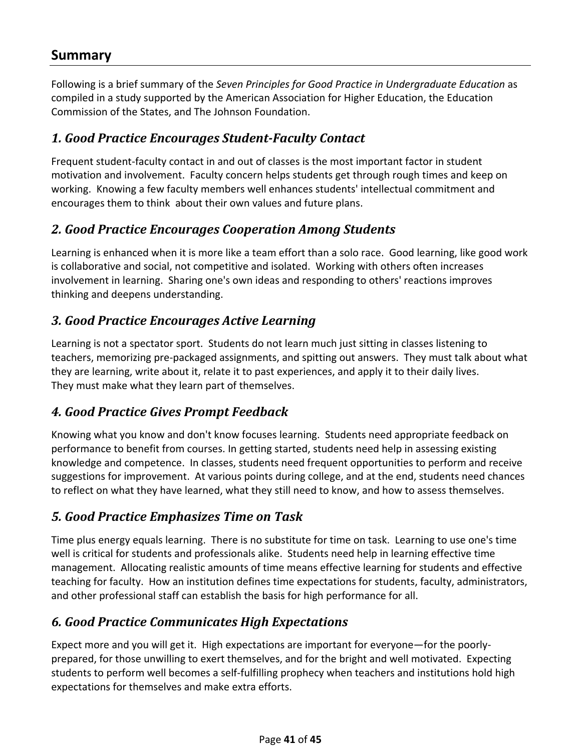## Summary

Following is a brief summary of the *Seven Principles for Good Practice in Undergraduate Education* as compiled in a study supported by the American Association for Higher Education, the Education Commission of the States, and The Johnson Foundation.

### *1. Good Practice Encourages Student-Faculty Contact*

Frequent student-faculty contact in and out of classes is the most important factor in student motivation and involvement. Faculty concern helps students get through rough times and keep on working. Knowing a few faculty members well enhances students' intellectual commitment and encourages them to think about their own values and future plans.

### *2. Good Practice Encourages Cooperation Among Students*

Learning is enhanced when it is more like a team effort than a solo race. Good learning, like good work is collaborative and social, not competitive and isolated. Working with others often increases involvement in learning. Sharing one's own ideas and responding to others' reactions improves thinking and deepens understanding.

### *3. Good Practice Encourages Active Learning*

Learning is not a spectator sport. Students do not learn much just sitting in classes listening to teachers, memorizing pre-packaged assignments, and spitting out answers. They must talk about what they are learning, write about it, relate it to past experiences, and apply it to their daily lives. They must make what they learn part of themselves.

### *4. Good Practice Gives Prompt Feedback*

Knowing what you know and don't know focuses learning. Students need appropriate feedback on performance to benefit from courses. In getting started, students need help in assessing existing knowledge and competence. In classes, students need frequent opportunities to perform and receive suggestions for improvement. At various points during college, and at the end, students need chances to reflect on what they have learned, what they still need to know, and how to assess themselves.

### *5. Good Practice Emphasizes Time on Task*

Time plus energy equals learning. There is no substitute for time on task. Learning to use one's time well is critical for students and professionals alike. Students need help in learning effective time management. Allocating realistic amounts of time means effective learning for students and effective teaching for faculty. How an institution defines time expectations for students, faculty, administrators, and other professional staff can establish the basis for high performance for all.

### *6. Good Practice Communicates High Expectations*

Expect more and you will get it. High expectations are important for everyone—for the poorly-prepared, for those unwilling to exert themselves, and for the bright and well motivated. Expecting students to perform well becomes a self-fulfilling prophecy when teachers and institutions hold high expectations for themselves and make extra efforts.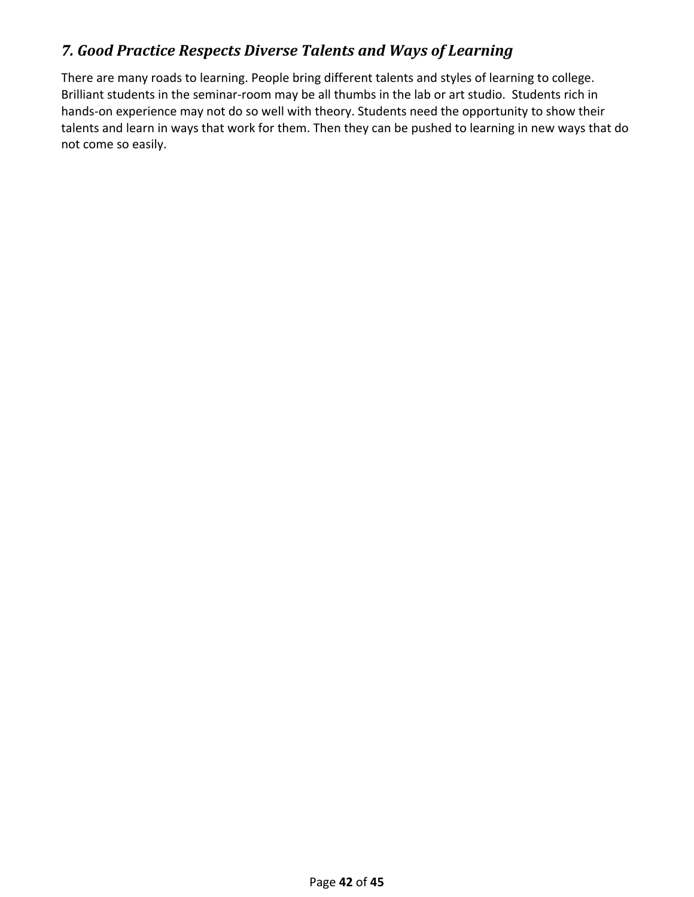## *7. Good Practice Respects Diverse Talents and Ways of Learning*

There are many roads to learning. People bring different talents and styles of learning to college. Brilliant students in the seminar-room may be all thumbs in the lab or art studio. Students rich in hands-on experience may not do so well with theory. Students need the opportunity to show their talents and learn in ways that work for them. Then they can be pushed to learning in new ways that do not come so easily.